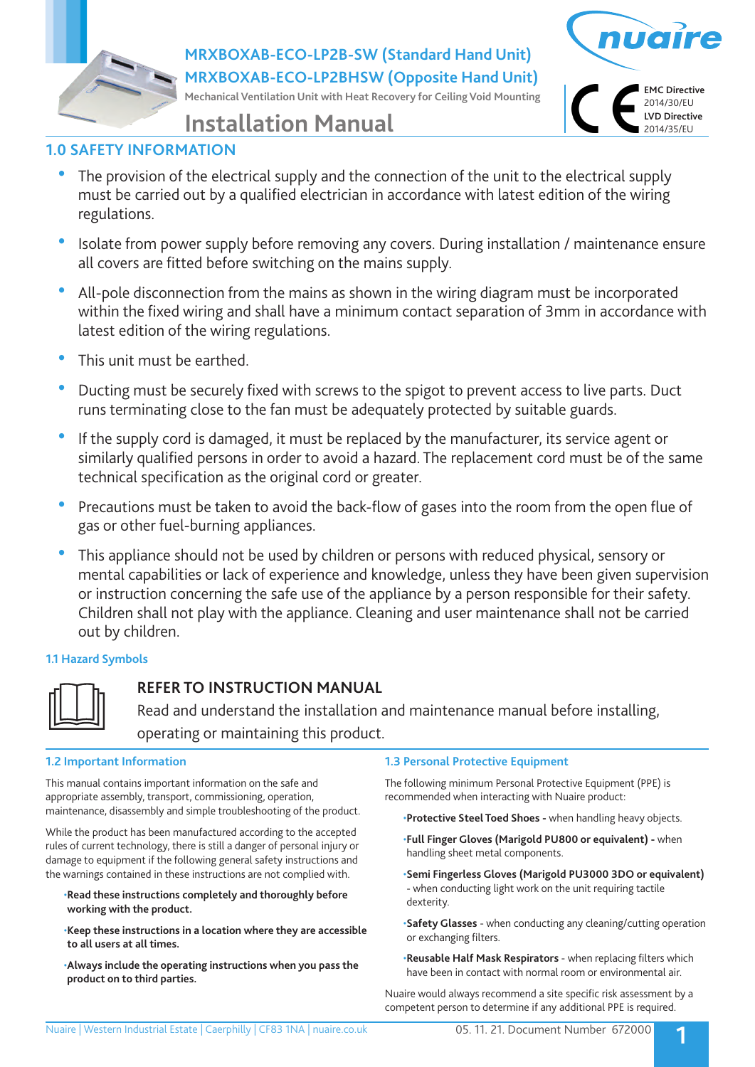# MRXBOXAB-ECO-LP2B-SW (Standard Hand Unit)
# MRXBOXAB-ECO-LP2BHSW (Opposite Hand Unit)

Mechanical Ventilation Unit with Heat Recovery for Ceiling Void Mounting

## Installation Manual

**EMC Directive** 2014/30/EU
**LVD Directive** 2014/35/EU

## 1.0 SAFETY INFORMATION

- The provision of the electrical supply and the connection of the unit to the electrical supply must be carried out by a qualified electrician in accordance with latest edition of the wiring regulations.
- Isolate from power supply before removing any covers. During installation / maintenance ensure all covers are fitted before switching on the mains supply.
- All-pole disconnection from the mains as shown in the wiring diagram must be incorporated within the fixed wiring and shall have a minimum contact separation of 3mm in accordance with latest edition of the wiring regulations.
- This unit must be earthed.
- Ducting must be securely fixed with screws to the spigot to prevent access to live parts. Duct runs terminating close to the fan must be adequately protected by suitable guards.
- If the supply cord is damaged, it must be replaced by the manufacturer, its service agent or similarly qualified persons in order to avoid a hazard. The replacement cord must be of the same technical specification as the original cord or greater.
- Precautions must be taken to avoid the back-flow of gases into the room from the open flue of gas or other fuel-burning appliances.
- This appliance should not be used by children or persons with reduced physical, sensory or mental capabilities or lack of experience and knowledge, unless they have been given supervision or instruction concerning the safe use of the appliance by a person responsible for their safety. Children shall not play with the appliance. Cleaning and user maintenance shall not be carried out by children.

### 1.1 Hazard Symbols

**REFER TO INSTRUCTION MANUAL**

Read and understand the installation and maintenance manual before installing, operating or maintaining this product.

### 1.2 Important Information

This manual contains important information on the safe and appropriate assembly, transport, commissioning, operation, maintenance, disassembly and simple troubleshooting of the product.

While the product has been manufactured according to the accepted rules of current technology, there is still a danger of personal injury or damage to equipment if the following general safety instructions and the warnings contained in these instructions are not complied with.

- **Read these instructions completely and thoroughly before working with the product.**
- **Keep these instructions in a location where they are accessible to all users at all times.**
- **Always include the operating instructions when you pass the product on to third parties.**

### 1.3 Personal Protective Equipment

The following minimum Personal Protective Equipment (PPE) is recommended when interacting with Nuaire product:

- **Protective Steel Toed Shoes -** when handling heavy objects.
- **Full Finger Gloves (Marigold PU800 or equivalent) -** when handling sheet metal components.
- **Semi Fingerless Gloves (Marigold PU3000 3DO or equivalent)** - when conducting light work on the unit requiring tactile dexterity.
- **Safety Glasses** - when conducting any cleaning/cutting operation or exchanging filters.
- **Reusable Half Mask Respirators** - when replacing filters which have been in contact with normal room or environmental air.

Nuaire would always recommend a site specific risk assessment by a competent person to determine if any additional PPE is required.

Nuaire | Western Industrial Estate | Caerphilly | CF83 1NA | nuaire.co.uk

05. 11. 21. Document Number 672000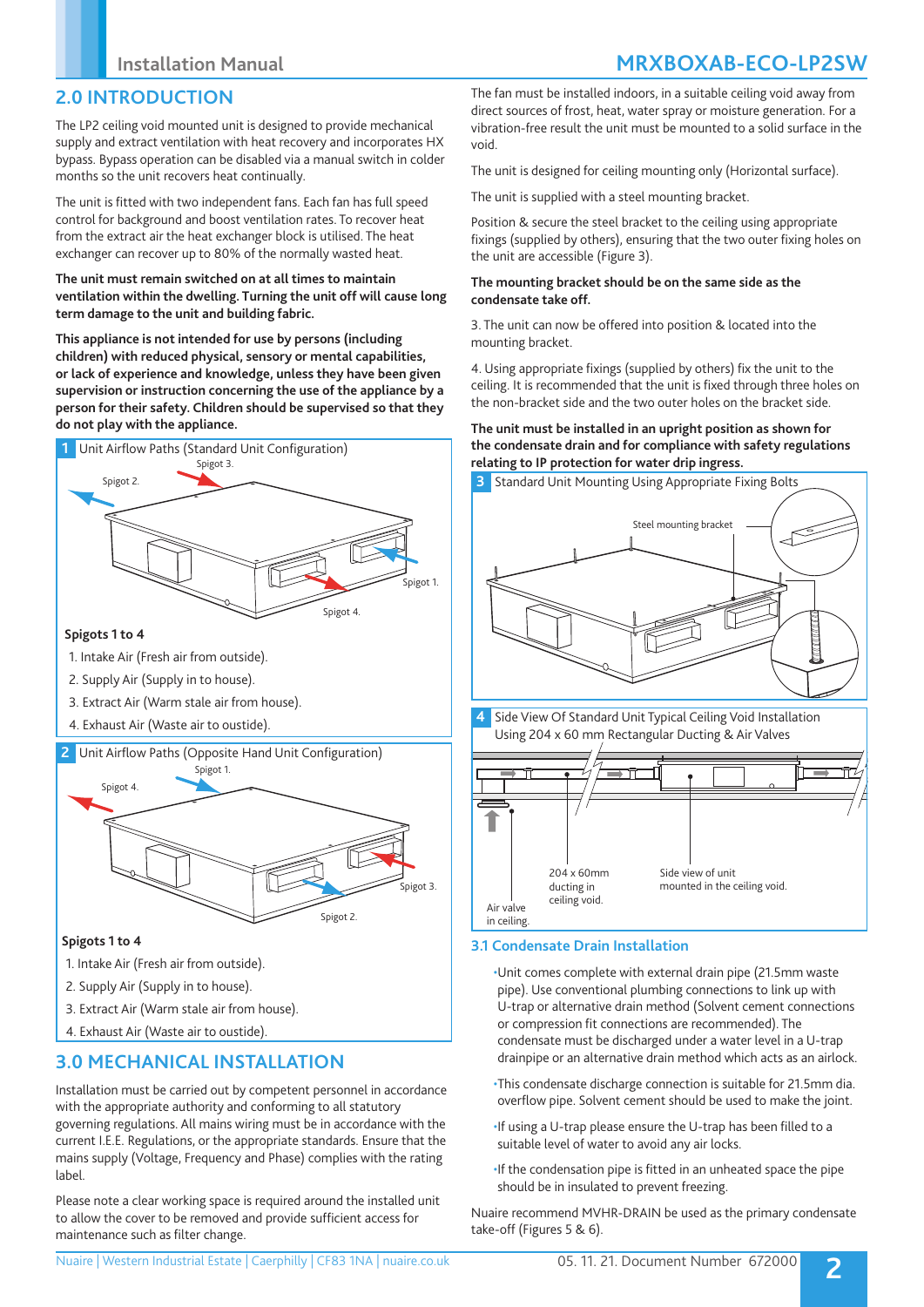## 2.0 INTRODUCTION

The LP2 ceiling void mounted unit is designed to provide mechanical supply and extract ventilation with heat recovery and incorporates HX bypass. Bypass operation can be disabled via a manual switch in colder months so the unit recovers heat continually.

The unit is fitted with two independent fans. Each fan has full speed control for background and boost ventilation rates. To recover heat from the extract air the heat exchanger block is utilised. The heat exchanger can recover up to 80% of the normally wasted heat.

**The unit must remain switched on at all times to maintain ventilation within the dwelling. Turning the unit off will cause long term damage to the unit and building fabric.**

**This appliance is not intended for use by persons (including children) with reduced physical, sensory or mental capabilities, or lack of experience and knowledge, unless they have been given supervision or instruction concerning the use of the appliance by a person for their safety. Children should be supervised so that they do not play with the appliance.**

**1** Unit Airflow Paths (Standard Unit Configuration)

Spigot 3. Spigot 2. Spigot 1. Spigot 4.

**Spigots 1 to 4**

1. Intake Air (Fresh air from outside).
2. Supply Air (Supply in to house).
3. Extract Air (Warm stale air from house).
4. Exhaust Air (Waste air to oustide).

**2** Unit Airflow Paths (Opposite Hand Unit Configuration)

Spigot 1. Spigot 4. Spigot 3. Spigot 2.

**Spigots 1 to 4**

1. Intake Air (Fresh air from outside).
2. Supply Air (Supply in to house).
3. Extract Air (Warm stale air from house).
4. Exhaust Air (Waste air to oustide).

## 3.0 MECHANICAL INSTALLATION

Installation must be carried out by competent personnel in accordance with the appropriate authority and conforming to all statutory governing regulations. All mains wiring must be in accordance with the current I.E.E. Regulations, or the appropriate standards. Ensure that the mains supply (Voltage, Frequency and Phase) complies with the rating label.

Please note a clear working space is required around the installed unit to allow the cover to be removed and provide sufficient access for maintenance such as filter change.

The fan must be installed indoors, in a suitable ceiling void away from direct sources of frost, heat, water spray or moisture generation. For a vibration-free result the unit must be mounted to a solid surface in the void.

The unit is designed for ceiling mounting only (Horizontal surface).

The unit is supplied with a steel mounting bracket.

Position & secure the steel bracket to the ceiling using appropriate fixings (supplied by others), ensuring that the two outer fixing holes on the unit are accessible (Figure 3).

**The mounting bracket should be on the same side as the condensate take off.**

3. The unit can now be offered into position & located into the mounting bracket.

4. Using appropriate fixings (supplied by others) fix the unit to the ceiling. It is recommended that the unit is fixed through three holes on the non-bracket side and the two outer holes on the bracket side.

**The unit must be installed in an upright position as shown for the condensate drain and for compliance with safety regulations relating to IP protection for water drip ingress.**

**3** Standard Unit Mounting Using Appropriate Fixing Bolts

Steel mounting bracket

**4** Side View Of Standard Unit Typical Ceiling Void Installation Using 204 x 60 mm Rectangular Ducting & Air Valves

204 x 60mm ducting in ceiling void. Side view of unit mounted in the ceiling void. Air valve in ceiling.

### 3.1 Condensate Drain Installation

- Unit comes complete with external drain pipe (21.5mm waste pipe). Use conventional plumbing connections to link up with U-trap or alternative drain method (Solvent cement connections or compression fit connections are recommended). The condensate must be discharged under a water level in a U-trap drainpipe or an alternative drain method which acts as an airlock.
- This condensate discharge connection is suitable for 21.5mm dia. overflow pipe. Solvent cement should be used to make the joint.
- If using a U-trap please ensure the U-trap has been filled to a suitable level of water to avoid any air locks.
- If the condensation pipe is fitted in an unheated space the pipe should be in insulated to prevent freezing.

Nuaire recommend MVHR-DRAIN be used as the primary condensate take-off (Figures 5 & 6).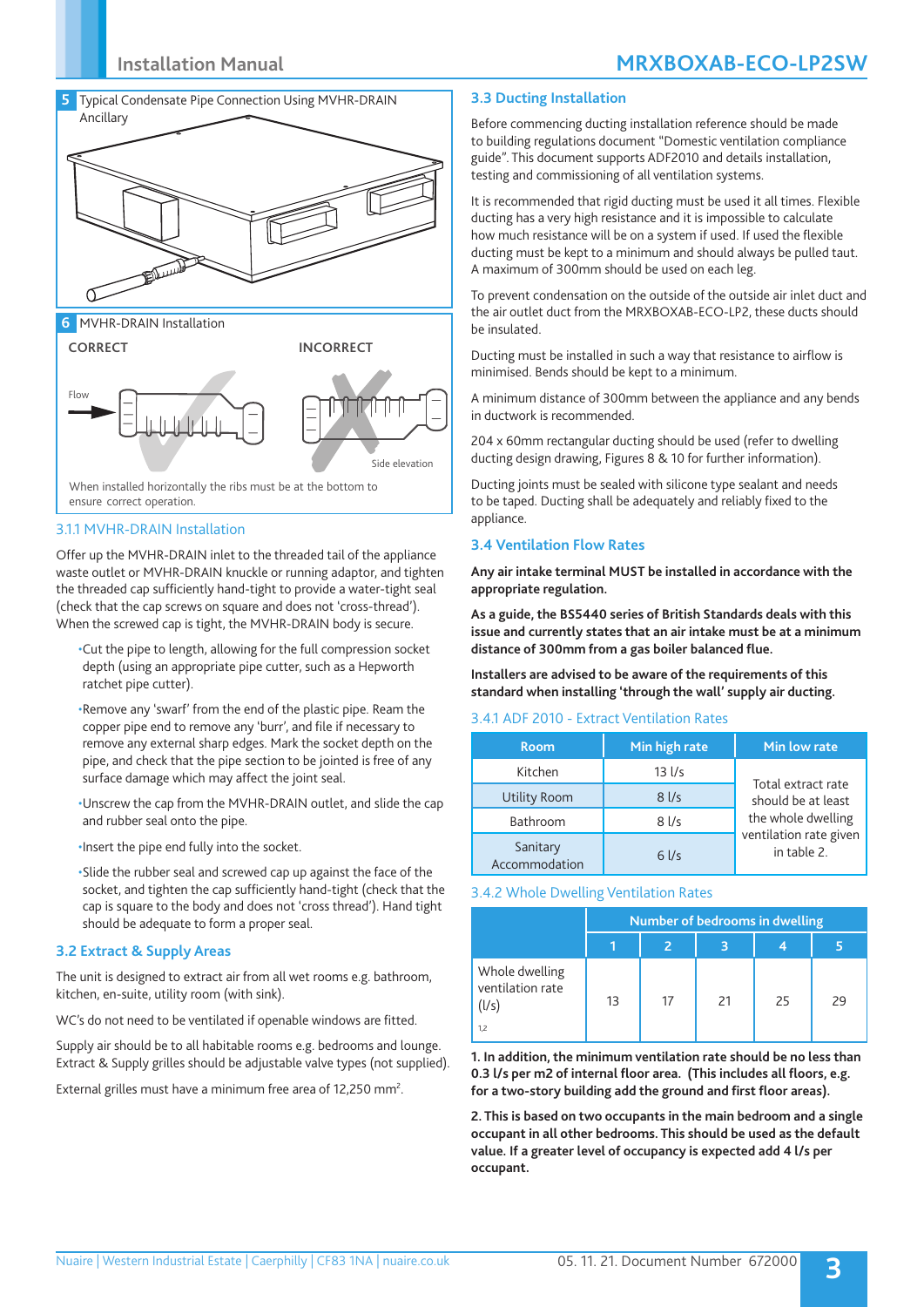**5** Typical Condensate Pipe Connection Using MVHR-DRAIN Ancillary

**6** MVHR-DRAIN Installation

CORRECT

INCORRECT

Flow

Side elevation

When installed horizontally the ribs must be at the bottom to ensure correct operation.

### 3.1.1 MVHR-DRAIN Installation

Offer up the MVHR-DRAIN inlet to the threaded tail of the appliance waste outlet or MVHR-DRAIN knuckle or running adaptor, and tighten the threaded cap sufficiently hand-tight to provide a water-tight seal (check that the cap screws on square and does not 'cross-thread'). When the screwed cap is tight, the MVHR-DRAIN body is secure.

- Cut the pipe to length, allowing for the full compression socket depth (using an appropriate pipe cutter, such as a Hepworth ratchet pipe cutter).
- Remove any 'swarf' from the end of the plastic pipe. Ream the copper pipe end to remove any 'burr', and file if necessary to remove any external sharp edges. Mark the socket depth on the pipe, and check that the pipe section to be jointed is free of any surface damage which may affect the joint seal.
- Unscrew the cap from the MVHR-DRAIN outlet, and slide the cap and rubber seal onto the pipe.
- Insert the pipe end fully into the socket.
- Slide the rubber seal and screwed cap up against the face of the socket, and tighten the cap sufficiently hand-tight (check that the cap is square to the body and does not 'cross thread'). Hand tight should be adequate to form a proper seal.

### 3.2 Extract & Supply Areas

The unit is designed to extract air from all wet rooms e.g. bathroom, kitchen, en-suite, utility room (with sink).

WC's do not need to be ventilated if openable windows are fitted.

Supply air should be to all habitable rooms e.g. bedrooms and lounge. Extract & Supply grilles should be adjustable valve types (not supplied).

External grilles must have a minimum free area of 12,250 mm$^2$.

### 3.3 Ducting Installation

Before commencing ducting installation reference should be made to building regulations document "Domestic ventilation compliance guide". This document supports ADF2010 and details installation, testing and commissioning of all ventilation systems.

It is recommended that rigid ducting must be used it all times. Flexible ducting has a very high resistance and it is impossible to calculate how much resistance will be on a system if used. If used the flexible ducting must be kept to a minimum and should always be pulled taut. A maximum of 300mm should be used on each leg.

To prevent condensation on the outside of the outside air inlet duct and the air outlet duct from the MRXBOXAB-ECO-LP2, these ducts should be insulated.

Ducting must be installed in such a way that resistance to airflow is minimised. Bends should be kept to a minimum.

A minimum distance of 300mm between the appliance and any bends in ductwork is recommended.

204 x 60mm rectangular ducting should be used (refer to dwelling ducting design drawing, Figures 8 & 10 for further information).

Ducting joints must be sealed with silicone type sealant and needs to be taped. Ducting shall be adequately and reliably fixed to the appliance.

### 3.4 Ventilation Flow Rates

**Any air intake terminal MUST be installed in accordance with the appropriate regulation.**

**As a guide, the BS5440 series of British Standards deals with this issue and currently states that an air intake must be at a minimum distance of 300mm from a gas boiler balanced flue.**

**Installers are advised to be aware of the requirements of this standard when installing 'through the wall' supply air ducting.**

### 3.4.1 ADF 2010 - Extract Ventilation Rates

| Room | Min high rate | Min low rate |
|---|---|---|
| Kitchen | 13 l/s | Total extract rate should be at least the whole dwelling ventilation rate given in table 2. |
| Utility Room | 8 l/s | |
| Bathroom | 8 l/s | |
| Sanitary Accommodation | 6 l/s | |

### 3.4.2 Whole Dwelling Ventilation Rates

| | Number of bedrooms in dwelling | | | | |
|---|---|---|---|---|---|
| | 1 | 2 | 3 | 4 | 5 |
| Whole dwelling ventilation rate (l/s) 1,2 | 13 | 17 | 21 | 25 | 29 |

**1. In addition, the minimum ventilation rate should be no less than 0.3 l/s per m2 of internal floor area. (This includes all floors, e.g. for a two-story building add the ground and first floor areas).**

**2. This is based on two occupants in the main bedroom and a single occupant in all other bedrooms. This should be used as the default value. If a greater level of occupancy is expected add 4 l/s per occupant.**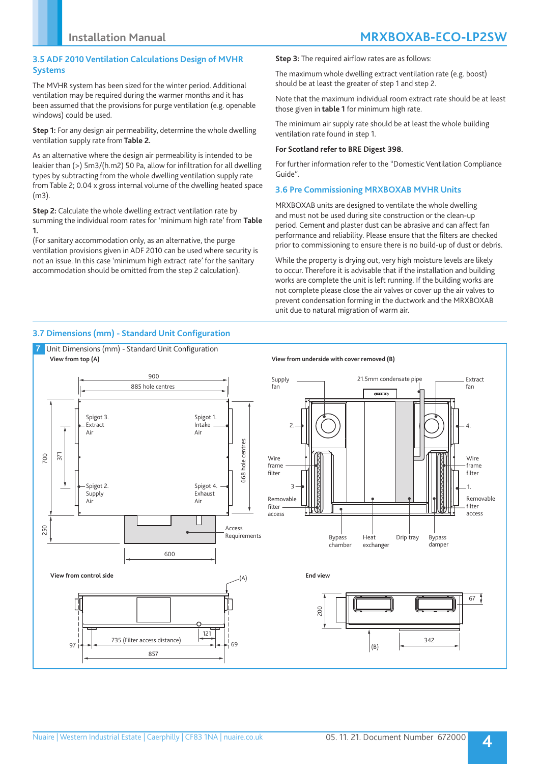## 3.5 ADF 2010 Ventilation Calculations Design of MVHR Systems

The MVHR system has been sized for the winter period. Additional ventilation may be required during the warmer months and it has been assumed that the provisions for purge ventilation (e.g. openable windows) could be used.

**Step 1:** For any design air permeability, determine the whole dwelling ventilation supply rate from **Table 2.**

As an alternative where the design air permeability is intended to be leakier than (>) 5m3/(h.m2) 50 Pa, allow for infiltration for all dwelling types by subtracting from the whole dwelling ventilation supply rate from Table 2; 0.04 x gross internal volume of the dwelling heated space (m3).

**Step 2:** Calculate the whole dwelling extract ventilation rate by summing the individual room rates for 'minimum high rate' from **Table 1.**
(For sanitary accommodation only, as an alternative, the purge ventilation provisions given in ADF 2010 can be used where security is not an issue. In this case 'minimum high extract rate' for the sanitary accommodation should be omitted from the step 2 calculation).

**Step 3:** The required airflow rates are as follows:

The maximum whole dwelling extract ventilation rate (e.g. boost) should be at least the greater of step 1 and step 2.

Note that the maximum individual room extract rate should be at least those given in **table 1** for minimum high rate.

The minimum air supply rate should be at least the whole building ventilation rate found in step 1.

**For Scotland refer to BRE Digest 398.**

For further information refer to the "Domestic Ventilation Compliance Guide".

## 3.6 Pre Commissioning MRXBOXAB MVHR Units

MRXBOXAB units are designed to ventilate the whole dwelling and must not be used during site construction or the clean-up period. Cement and plaster dust can be abrasive and can affect fan performance and reliability. Please ensure that the filters are checked prior to commissioning to ensure there is no build-up of dust or debris.

While the property is drying out, very high moisture levels are likely to occur. Therefore it is advisable that if the installation and building works are complete the unit is left running. If the building works are not complete please close the air valves or cover up the air valves to prevent condensation forming in the ductwork and the MRXBOXAB unit due to natural migration of warm air.

## 3.7 Dimensions (mm) - Standard Unit Configuration

**7** Unit Dimensions (mm) - Standard Unit Configuration

**View from top (A)**

900; 885 hole centres; 700; 371; 668 hole centres; 250; 600
Spigot 3. Extract Air; Spigot 1. Intake Air; Spigot 2. Supply Air; Spigot 4. Exhaust Air; Access Requirements

**View from underside with cover removed (B)**

Supply fan; 21.5mm condensate pipe; Extract fan; 2.; 4.; 3; 1.; Wire frame filter; Wire frame filter; Removable filter access; Removable filter access; Bypass chamber; Heat exchanger; Drip tray; Bypass damper

**View from control side**

(A); 735 (Filter access distance); 121; 97; 69; 857

**End view**

200; 67; 342; (B)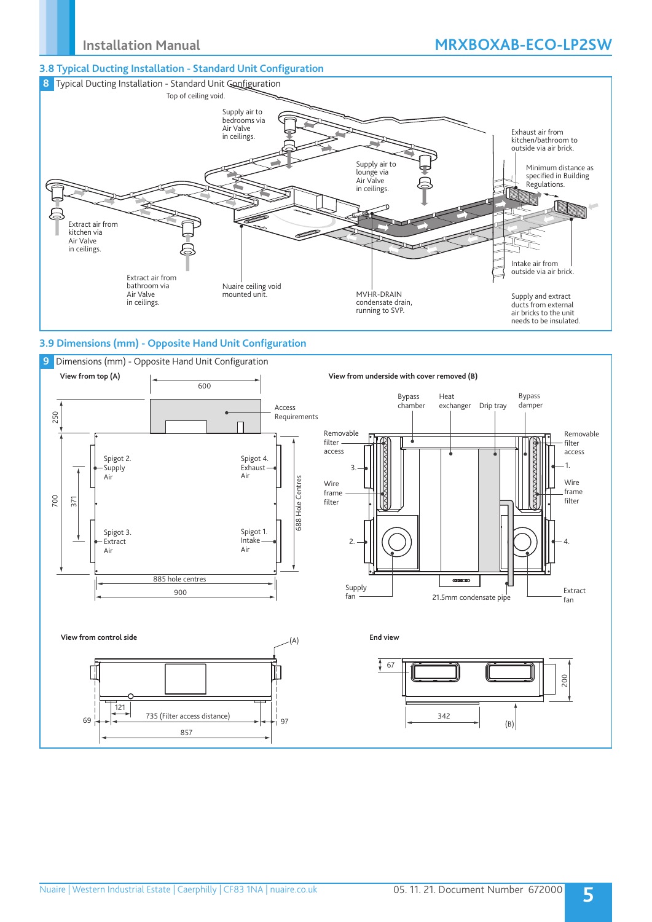## 3.8 Typical Ducting Installation - Standard Unit Configuration

**8** Typical Ducting Installation - Standard Unit Configuration

Top of ceiling void.

Supply air to bedrooms via Air Valve in ceilings.

Exhaust air from kitchen/bathroom to outside via air brick.

Minimum distance as specified in Building Regulations.

Supply air to lounge via Air Valve in ceilings.

Extract air from kitchen via Air Valve in ceilings.

Intake air from outside via air brick.

Extract air from bathroom via Air Valve in ceilings.

Nuaire ceiling void mounted unit.

MVHR-DRAIN condensate drain, running to SVP.

Supply and extract ducts from external air bricks to the unit needs to be insulated.

## 3.9 Dimensions (mm) - Opposite Hand Unit Configuration

**9** Dimensions (mm) - Opposite Hand Unit Configuration

**View from top (A)**

600

250

Access Requirements

Spigot 2. Supply Air

Spigot 4. Exhaust Air

700

371

688 Hole Centres

Spigot 3. Extract Air

Spigot 1. Intake Air

885 hole centres

900

**View from underside with cover removed (B)**

Bypass chamber

Heat exchanger

Drip tray

Bypass damper

Removable filter access

Removable filter access

3.

1.

Wire frame filter

Wire frame filter

2.

4.

Supply fan

21.5mm condensate pipe

Extract fan

**View from control side**

(A)

121

735 (Filter access distance)

69

97

857

**End view**

67

200

342

(B)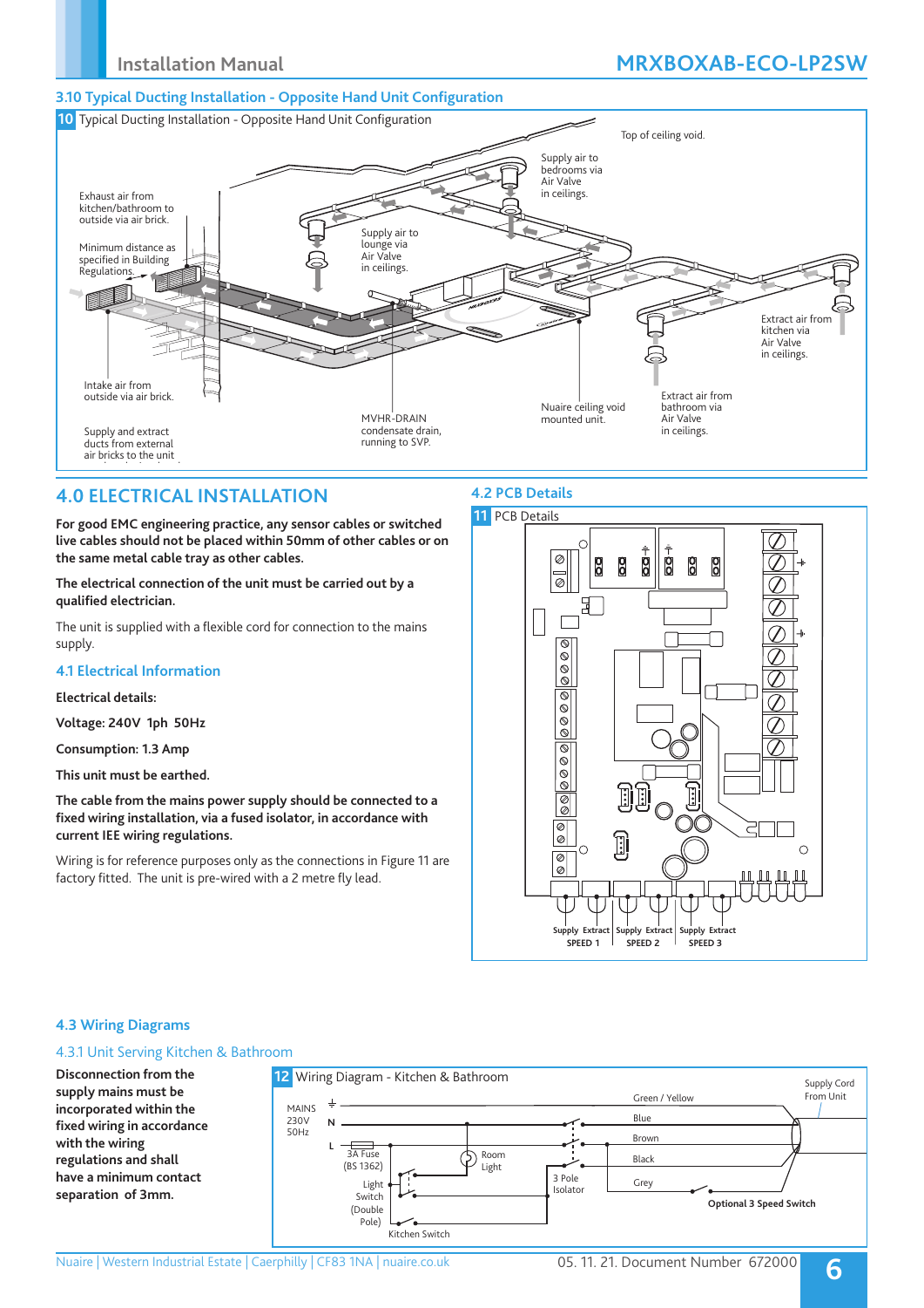## 3.10 Typical Ducting Installation - Opposite Hand Unit Configuration

**10** Typical Ducting Installation - Opposite Hand Unit Configuration

Top of ceiling void.

Supply air to bedrooms via Air Valve in ceilings.

Exhaust air from kitchen/bathroom to outside via air brick.

Supply air to lounge via Air Valve in ceilings.

Minimum distance as specified in Building Regulations.

Extract air from kitchen via Air Valve in ceilings.

Intake air from outside via air brick.

Nuaire ceiling void mounted unit.

Extract air from bathroom via Air Valve in ceilings.

MVHR-DRAIN condensate drain, running to SVP.

Supply and extract ducts from external air bricks to the unit

## 4.0 ELECTRICAL INSTALLATION

**For good EMC engineering practice, any sensor cables or switched live cables should not be placed within 50mm of other cables or on the same metal cable tray as other cables.**

**The electrical connection of the unit must be carried out by a qualified electrician.**

The unit is supplied with a flexible cord for connection to the mains supply.

### 4.1 Electrical Information

**Electrical details:**

**Voltage: 240V 1ph 50Hz**

**Consumption: 1.3 Amp**

**This unit must be earthed.**

**The cable from the mains power supply should be connected to a fixed wiring installation, via a fused isolator, in accordance with current IEE wiring regulations.**

Wiring is for reference purposes only as the connections in Figure 11 are factory fitted. The unit is pre-wired with a 2 metre fly lead.

### 4.2 PCB Details

**11** PCB Details

Supply Extract SPEED 1 | Supply Extract SPEED 2 | Supply Extract SPEED 3

### 4.3 Wiring Diagrams

#### 4.3.1 Unit Serving Kitchen & Bathroom

**Disconnection from the supply mains must be incorporated within the fixed wiring in accordance with the wiring regulations and shall have a minimum contact separation of 3mm.**

**12** Wiring Diagram - Kitchen & Bathroom

MAINS 230V 50Hz; N; L; 3A Fuse (BS 1362); Room Light; Light Switch (Double Pole); Kitchen Switch; 3 Pole Isolator; Green / Yellow; Blue; Brown; Black; Grey; **Optional 3 Speed Switch**; Supply Cord From Unit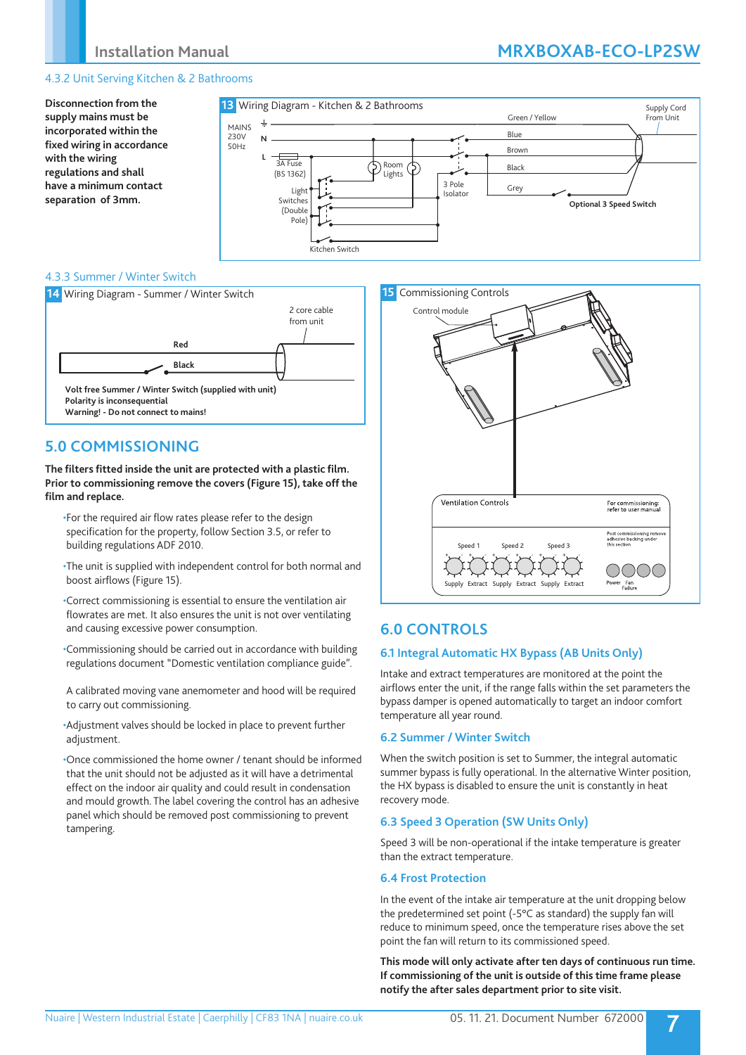### 4.3.2 Unit Serving Kitchen & 2 Bathrooms

**Disconnection from the supply mains must be incorporated within the fixed wiring in accordance with the wiring regulations and shall have a minimum contact separation of 3mm.**

**13** Wiring Diagram - Kitchen & 2 Bathrooms

MAINS 230V 50Hz, N, L, 3A Fuse (BS 1362), Room Lights, Light Switches (Double Pole), Kitchen Switch, 3 Pole Isolator, Green / Yellow, Blue, Brown, Black, Grey, Supply Cord From Unit, **Optional 3 Speed Switch**

### 4.3.3 Summer / Winter Switch

**14** Wiring Diagram - Summer / Winter Switch

2 core cable from unit

**Red**

**Black**

**Volt free Summer / Winter Switch (supplied with unit)**
**Polarity is inconsequential**
**Warning! - Do not connect to mains!**

## 5.0 COMMISSIONING

**The filters fitted inside the unit are protected with a plastic film. Prior to commissioning remove the covers (Figure 15), take off the film and replace.**

- For the required air flow rates please refer to the design specification for the property, follow Section 3.5, or refer to building regulations ADF 2010.
- The unit is supplied with independent control for both normal and boost airflows (Figure 15).
- Correct commissioning is essential to ensure the ventilation air flowrates are met. It also ensures the unit is not over ventilating and causing excessive power consumption.
- Commissioning should be carried out in accordance with building regulations document "Domestic ventilation compliance guide".

  A calibrated moving vane anemometer and hood will be required to carry out commissioning.
- Adjustment valves should be locked in place to prevent further adjustment.
- Once commissioned the home owner / tenant should be informed that the unit should not be adjusted as it will have a detrimental effect on the indoor air quality and could result in condensation and mould growth. The label covering the control has an adhesive panel which should be removed post commissioning to prevent tampering.

**15** Commissioning Controls

Control module

Ventilation Controls — For commissioning: refer to user manual — Post commissioning remove adhesive backing under this section

Speed 1, Speed 2, Speed 3 — Supply, Extract, Supply, Extract, Supply, Extract — Power, Fan Failure

## 6.0 CONTROLS

### 6.1 Integral Automatic HX Bypass (AB Units Only)

Intake and extract temperatures are monitored at the point the airflows enter the unit, if the range falls within the set parameters the bypass damper is opened automatically to target an indoor comfort temperature all year round.

### 6.2 Summer / Winter Switch

When the switch position is set to Summer, the integral automatic summer bypass is fully operational. In the alternative Winter position, the HX bypass is disabled to ensure the unit is constantly in heat recovery mode.

### 6.3 Speed 3 Operation (SW Units Only)

Speed 3 will be non-operational if the intake temperature is greater than the extract temperature.

### 6.4 Frost Protection

In the event of the intake air temperature at the unit dropping below the predetermined set point (-5°C as standard) the supply fan will reduce to minimum speed, once the temperature rises above the set point the fan will return to its commissioned speed.

**This mode will only activate after ten days of continuous run time. If commissioning of the unit is outside of this time frame please notify the after sales department prior to site visit.**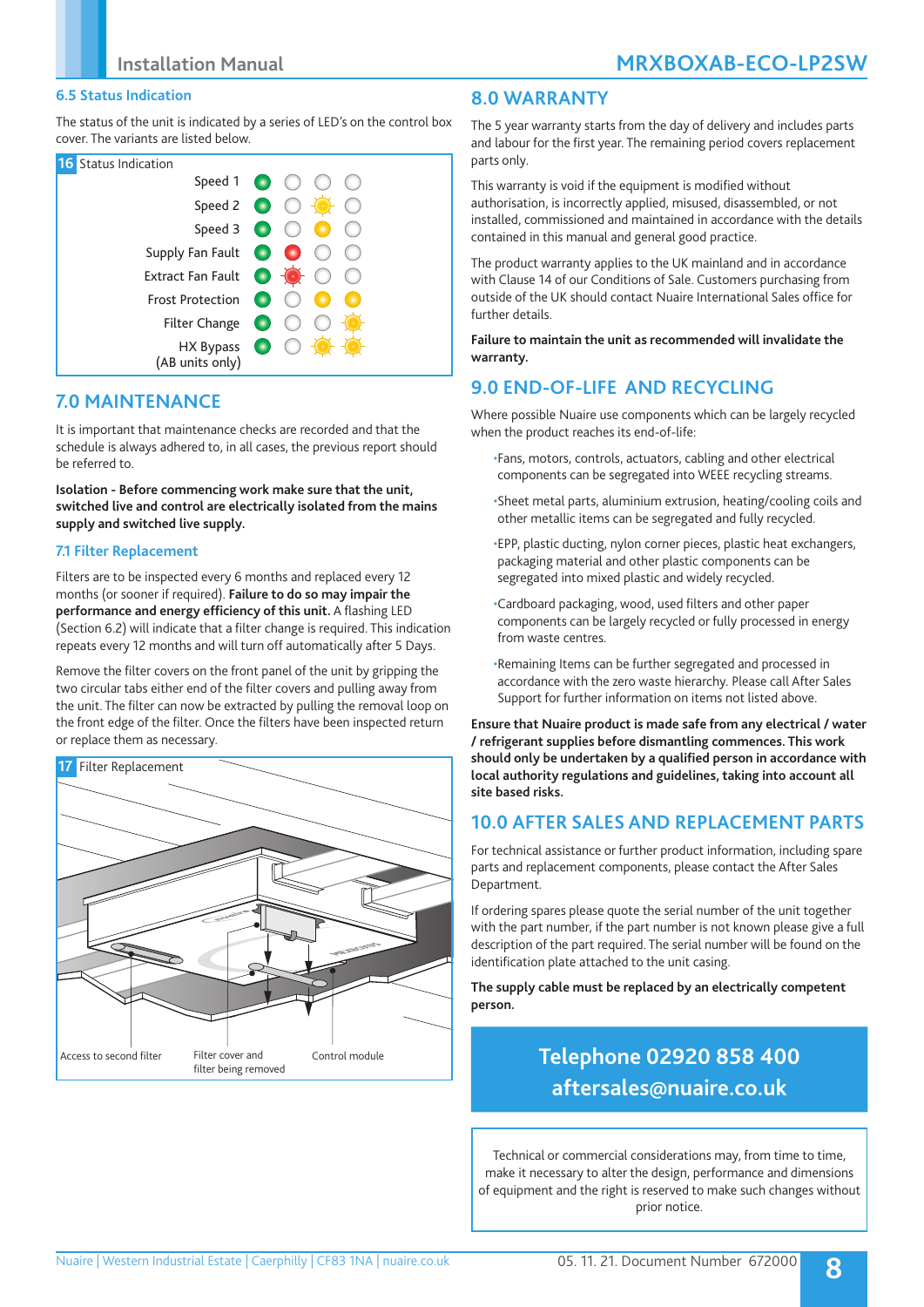### 6.5 Status Indication

The status of the unit is indicated by a series of LED's on the control box cover. The variants are listed below.

16 Status Indication

Speed 1

Speed 2

Speed 3

Supply Fan Fault

Extract Fan Fault

Frost Protection

Filter Change

HX Bypass (AB units only)

## 7.0 MAINTENANCE

It is important that maintenance checks are recorded and that the schedule is always adhered to, in all cases, the previous report should be referred to.

**Isolation - Before commencing work make sure that the unit, switched live and control are electrically isolated from the mains supply and switched live supply.**

### 7.1 Filter Replacement

Filters are to be inspected every 6 months and replaced every 12 months (or sooner if required). **Failure to do so may impair the performance and energy efficiency of this unit.** A flashing LED (Section 6.2) will indicate that a filter change is required. This indication repeats every 12 months and will turn off automatically after 5 Days.

Remove the filter covers on the front panel of the unit by gripping the two circular tabs either end of the filter covers and pulling away from the unit. The filter can now be extracted by pulling the removal loop on the front edge of the filter. Once the filters have been inspected return or replace them as necessary.

17 Filter Replacement

Access to second filter

Filter cover and filter being removed

Control module

## 8.0 WARRANTY

The 5 year warranty starts from the day of delivery and includes parts and labour for the first year. The remaining period covers replacement parts only.

This warranty is void if the equipment is modified without authorisation, is incorrectly applied, misused, disassembled, or not installed, commissioned and maintained in accordance with the details contained in this manual and general good practice.

The product warranty applies to the UK mainland and in accordance with Clause 14 of our Conditions of Sale. Customers purchasing from outside of the UK should contact Nuaire International Sales office for further details.

**Failure to maintain the unit as recommended will invalidate the warranty.**

## 9.0 END-OF-LIFE AND RECYCLING

Where possible Nuaire use components which can be largely recycled when the product reaches its end-of-life:

- Fans, motors, controls, actuators, cabling and other electrical components can be segregated into WEEE recycling streams.
- Sheet metal parts, aluminium extrusion, heating/cooling coils and other metallic items can be segregated and fully recycled.
- EPP, plastic ducting, nylon corner pieces, plastic heat exchangers, packaging material and other plastic components can be segregated into mixed plastic and widely recycled.
- Cardboard packaging, wood, used filters and other paper components can be largely recycled or fully processed in energy from waste centres.
- Remaining Items can be further segregated and processed in accordance with the zero waste hierarchy. Please call After Sales Support for further information on items not listed above.

**Ensure that Nuaire product is made safe from any electrical / water / refrigerant supplies before dismantling commences. This work should only be undertaken by a qualified person in accordance with local authority regulations and guidelines, taking into account all site based risks.**

## 10.0 AFTER SALES AND REPLACEMENT PARTS

For technical assistance or further product information, including spare parts and replacement components, please contact the After Sales Department.

If ordering spares please quote the serial number of the unit together with the part number, if the part number is not known please give a full description of the part required. The serial number will be found on the identification plate attached to the unit casing.

**The supply cable must be replaced by an electrically competent person.**

**Telephone 02920 858 400**
**aftersales@nuaire.co.uk**

Technical or commercial considerations may, from time to time, make it necessary to alter the design, performance and dimensions of equipment and the right is reserved to make such changes without prior notice.

Nuaire | Western Industrial Estate | Caerphilly | CF83 1NA | nuaire.co.uk

05. 11. 21. Document Number 672000